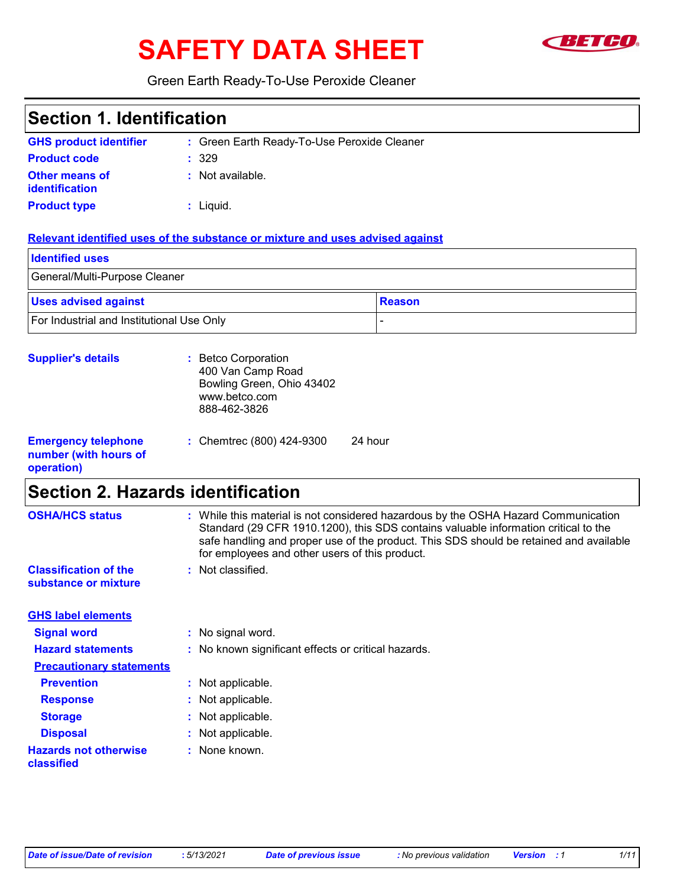# SAFETY DATA SHEET

Green Earth Ready-To-Use Peroxide Cleaner

## Section 1. Identification

**GHS product identifier** : Green Earth Ready-To-Use Peroxide Cleaner

**Product code** : 329

**Other means of identification** : Not available.

**Product type** : Liquid.

### Relevant identified uses of the substance or mixture and uses advised against

| Identified uses |
| --- |
| General/Multi-Purpose Cleaner |

| Uses advised against | Reason |
| --- | --- |
| For Industrial and Institutional Use Only | - |

**Supplier's details** : Betco Corporation
400 Van Camp Road
Bowling Green, Ohio 43402
www.betco.com
888-462-3826

**Emergency telephone number (with hours of operation)** : Chemtrec (800) 424-9300 24 hour

## Section 2. Hazards identification

**OSHA/HCS status** : While this material is not considered hazardous by the OSHA Hazard Communication Standard (29 CFR 1910.1200), this SDS contains valuable information critical to the safe handling and proper use of the product. This SDS should be retained and available for employees and other users of this product.

**Classification of the substance or mixture** : Not classified.

### GHS label elements

**Signal word** : No signal word.

**Hazard statements** : No known significant effects or critical hazards.

#### Precautionary statements

**Prevention** : Not applicable.

**Response** : Not applicable.

**Storage** : Not applicable.

**Disposal** : Not applicable.

**Hazards not otherwise classified** : None known.

*Date of issue/Date of revision* : 5/13/2021 *Date of previous issue* : No previous validation *Version* : 1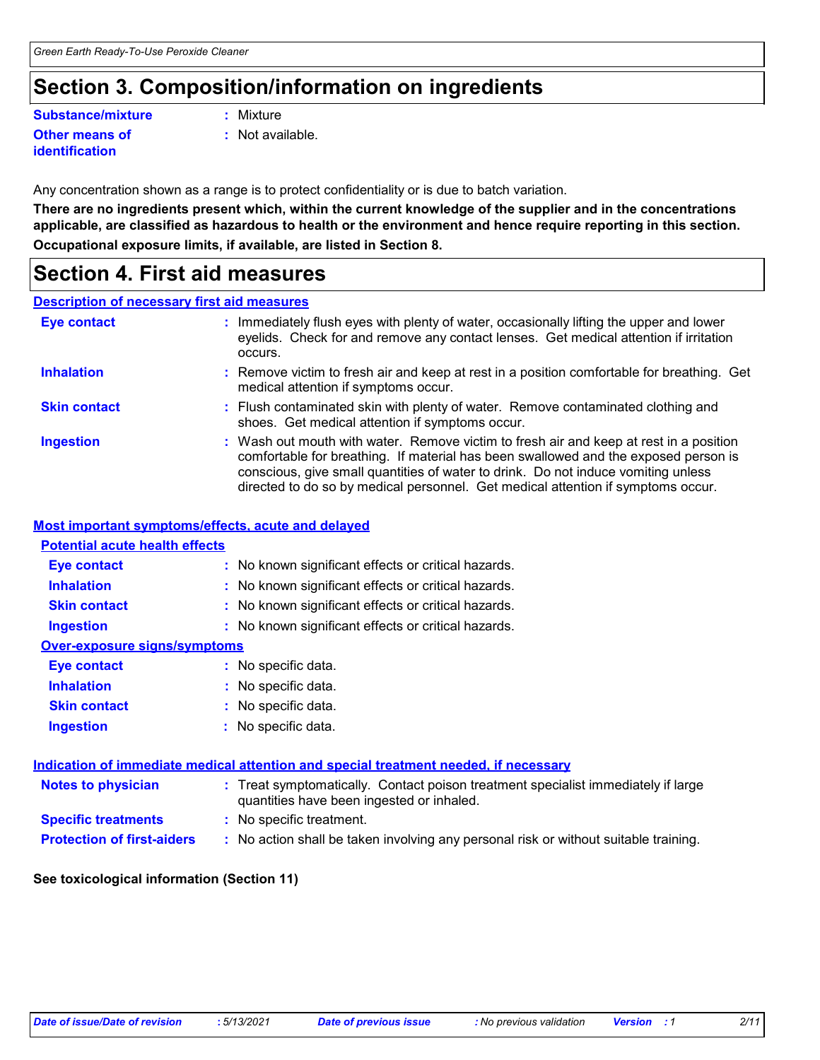# Section 3. Composition/information on ingredients

**Substance/mixture** : Mixture

**Other means of identification** : Not available.

Any concentration shown as a range is to protect confidentiality or is due to batch variation.

**There are no ingredients present which, within the current knowledge of the supplier and in the concentrations applicable, are classified as hazardous to health or the environment and hence require reporting in this section.**

**Occupational exposure limits, if available, are listed in Section 8.**

# Section 4. First aid measures

## Description of necessary first aid measures

**Eye contact** : Immediately flush eyes with plenty of water, occasionally lifting the upper and lower eyelids. Check for and remove any contact lenses. Get medical attention if irritation occurs.

**Inhalation** : Remove victim to fresh air and keep at rest in a position comfortable for breathing. Get medical attention if symptoms occur.

**Skin contact** : Flush contaminated skin with plenty of water. Remove contaminated clothing and shoes. Get medical attention if symptoms occur.

**Ingestion** : Wash out mouth with water. Remove victim to fresh air and keep at rest in a position comfortable for breathing. If material has been swallowed and the exposed person is conscious, give small quantities of water to drink. Do not induce vomiting unless directed to do so by medical personnel. Get medical attention if symptoms occur.

## Most important symptoms/effects, acute and delayed

### Potential acute health effects

**Eye contact** : No known significant effects or critical hazards.

**Inhalation** : No known significant effects or critical hazards.

**Skin contact** : No known significant effects or critical hazards.

**Ingestion** : No known significant effects or critical hazards.

### Over-exposure signs/symptoms

**Eye contact** : No specific data.

**Inhalation** : No specific data.

**Skin contact** : No specific data.

**Ingestion** : No specific data.

## Indication of immediate medical attention and special treatment needed, if necessary

**Notes to physician** : Treat symptomatically. Contact poison treatment specialist immediately if large quantities have been ingested or inhaled.

**Specific treatments** : No specific treatment.

**Protection of first-aiders** : No action shall be taken involving any personal risk or without suitable training.

**See toxicological information (Section 11)**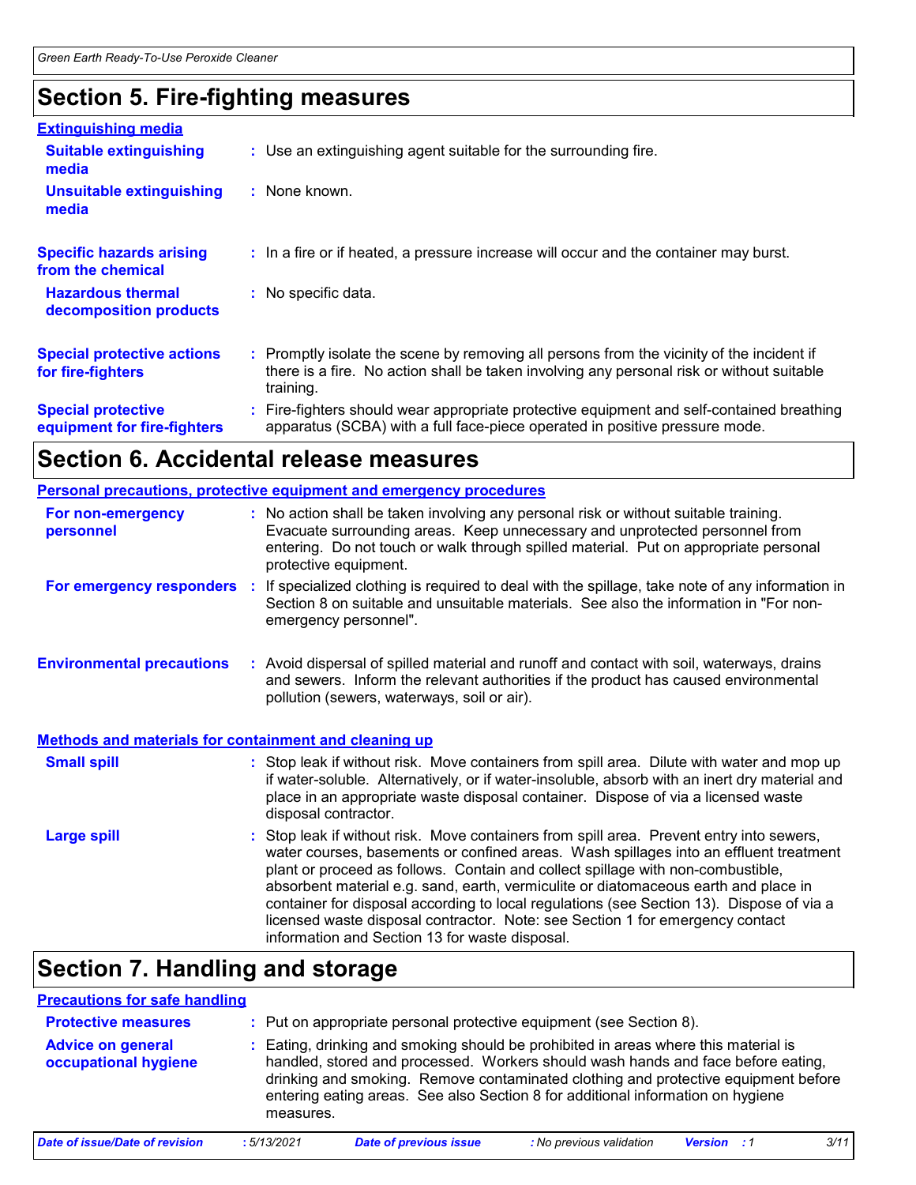## Section 5. Fire-fighting measures

### Extinguishing media

**Suitable extinguishing media** : Use an extinguishing agent suitable for the surrounding fire.

**Unsuitable extinguishing media** : None known.

**Specific hazards arising from the chemical** : In a fire or if heated, a pressure increase will occur and the container may burst.

**Hazardous thermal decomposition products** : No specific data.

**Special protective actions for fire-fighters** : Promptly isolate the scene by removing all persons from the vicinity of the incident if there is a fire. No action shall be taken involving any personal risk or without suitable training.

**Special protective equipment for fire-fighters** : Fire-fighters should wear appropriate protective equipment and self-contained breathing apparatus (SCBA) with a full face-piece operated in positive pressure mode.

## Section 6. Accidental release measures

### Personal precautions, protective equipment and emergency procedures

**For non-emergency personnel** : No action shall be taken involving any personal risk or without suitable training. Evacuate surrounding areas. Keep unnecessary and unprotected personnel from entering. Do not touch or walk through spilled material. Put on appropriate personal protective equipment.

**For emergency responders** : If specialized clothing is required to deal with the spillage, take note of any information in Section 8 on suitable and unsuitable materials. See also the information in "For non-emergency personnel".

**Environmental precautions** : Avoid dispersal of spilled material and runoff and contact with soil, waterways, drains and sewers. Inform the relevant authorities if the product has caused environmental pollution (sewers, waterways, soil or air).

### Methods and materials for containment and cleaning up

**Small spill** : Stop leak if without risk. Move containers from spill area. Dilute with water and mop up if water-soluble. Alternatively, or if water-insoluble, absorb with an inert dry material and place in an appropriate waste disposal container. Dispose of via a licensed waste disposal contractor.

**Large spill** : Stop leak if without risk. Move containers from spill area. Prevent entry into sewers, water courses, basements or confined areas. Wash spillages into an effluent treatment plant or proceed as follows. Contain and collect spillage with non-combustible, absorbent material e.g. sand, earth, vermiculite or diatomaceous earth and place in container for disposal according to local regulations (see Section 13). Dispose of via a licensed waste disposal contractor. Note: see Section 1 for emergency contact information and Section 13 for waste disposal.

## Section 7. Handling and storage

### Precautions for safe handling

**Protective measures** : Put on appropriate personal protective equipment (see Section 8).

**Advice on general occupational hygiene** : Eating, drinking and smoking should be prohibited in areas where this material is handled, stored and processed. Workers should wash hands and face before eating, drinking and smoking. Remove contaminated clothing and protective equipment before entering eating areas. See also Section 8 for additional information on hygiene measures.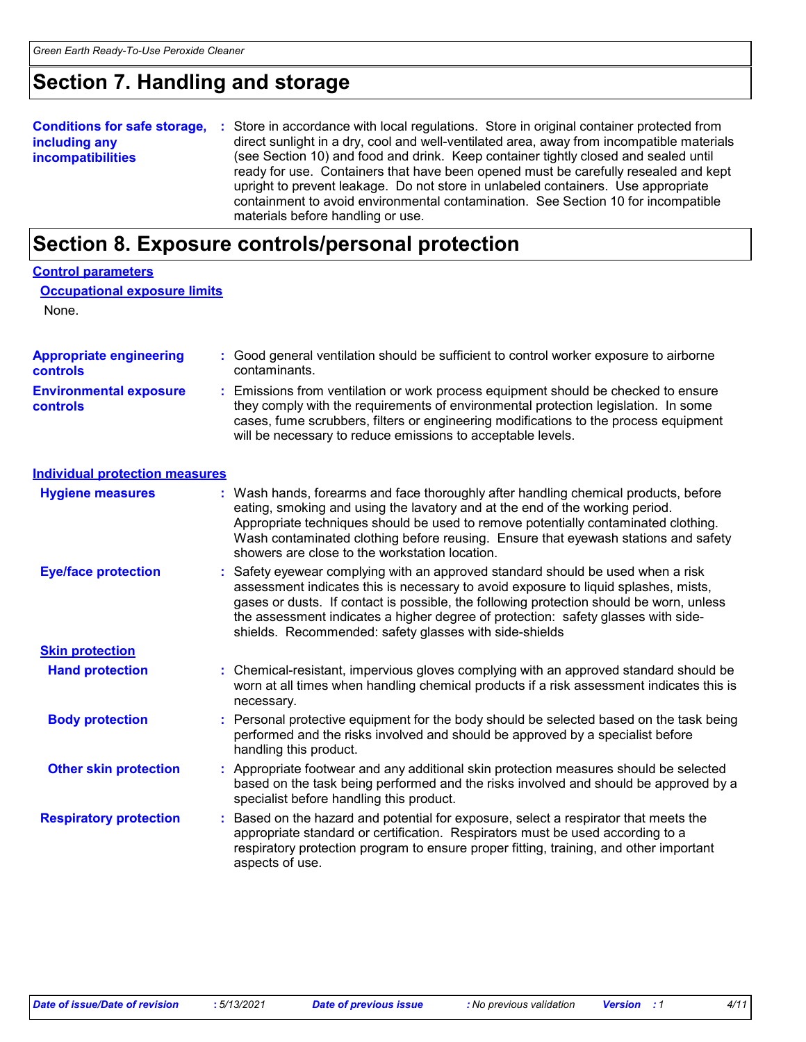## Section 7. Handling and storage

**Conditions for safe storage, including any incompatibilities** : Store in accordance with local regulations. Store in original container protected from direct sunlight in a dry, cool and well-ventilated area, away from incompatible materials (see Section 10) and food and drink. Keep container tightly closed and sealed until ready for use. Containers that have been opened must be carefully resealed and kept upright to prevent leakage. Do not store in unlabeled containers. Use appropriate containment to avoid environmental contamination. See Section 10 for incompatible materials before handling or use.

## Section 8. Exposure controls/personal protection

### Control parameters

#### Occupational exposure limits

None.

**Appropriate engineering controls** : Good general ventilation should be sufficient to control worker exposure to airborne contaminants.

**Environmental exposure controls** : Emissions from ventilation or work process equipment should be checked to ensure they comply with the requirements of environmental protection legislation. In some cases, fume scrubbers, filters or engineering modifications to the process equipment will be necessary to reduce emissions to acceptable levels.

### Individual protection measures

**Hygiene measures** : Wash hands, forearms and face thoroughly after handling chemical products, before eating, smoking and using the lavatory and at the end of the working period. Appropriate techniques should be used to remove potentially contaminated clothing. Wash contaminated clothing before reusing. Ensure that eyewash stations and safety showers are close to the workstation location.

**Eye/face protection** : Safety eyewear complying with an approved standard should be used when a risk assessment indicates this is necessary to avoid exposure to liquid splashes, mists, gases or dusts. If contact is possible, the following protection should be worn, unless the assessment indicates a higher degree of protection: safety glasses with side-shields. Recommended: safety glasses with side-shields

#### Skin protection

**Hand protection** : Chemical-resistant, impervious gloves complying with an approved standard should be worn at all times when handling chemical products if a risk assessment indicates this is necessary.

**Body protection** : Personal protective equipment for the body should be selected based on the task being performed and the risks involved and should be approved by a specialist before handling this product.

**Other skin protection** : Appropriate footwear and any additional skin protection measures should be selected based on the task being performed and the risks involved and should be approved by a specialist before handling this product.

**Respiratory protection** : Based on the hazard and potential for exposure, select a respirator that meets the appropriate standard or certification. Respirators must be used according to a respiratory protection program to ensure proper fitting, training, and other important aspects of use.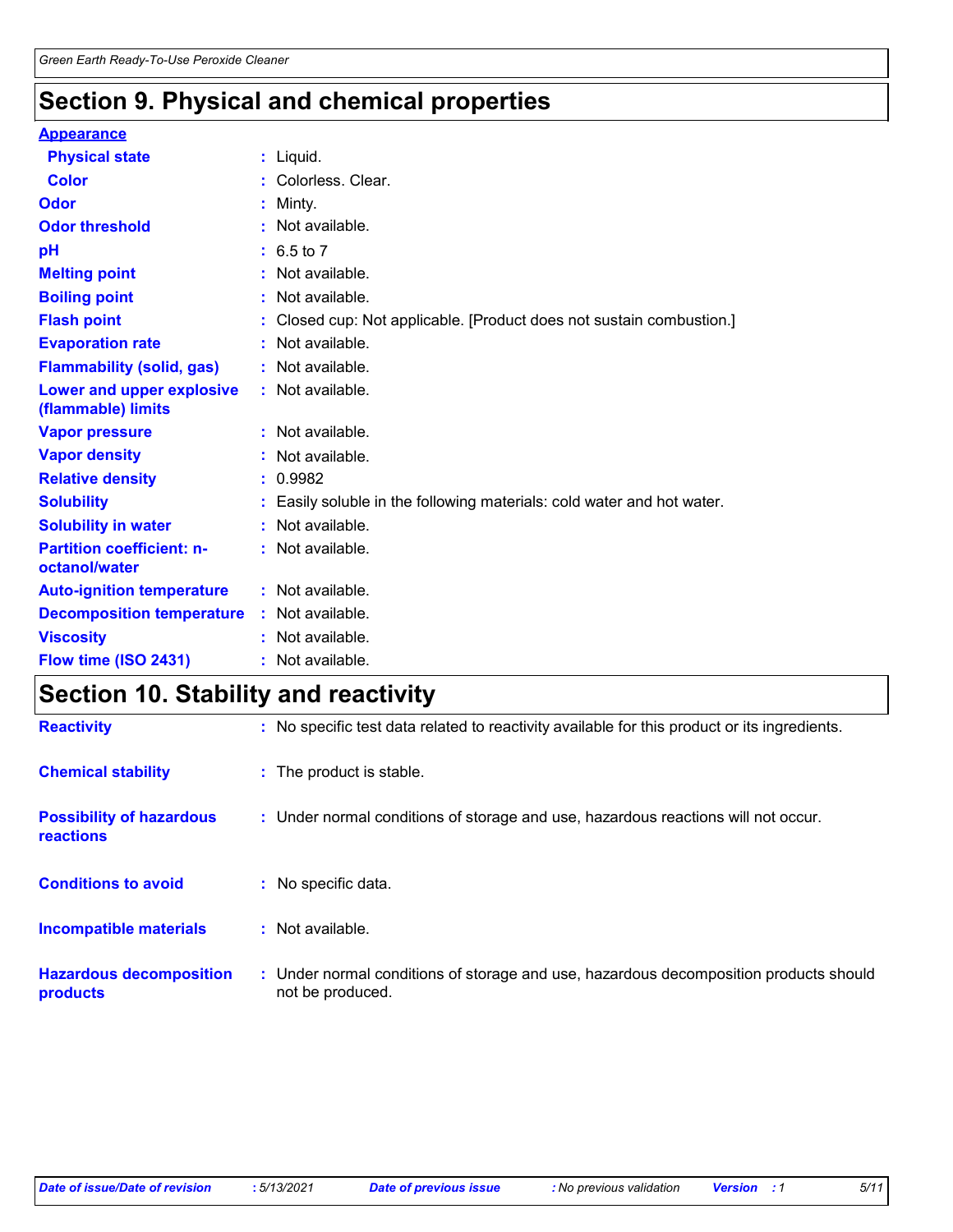# Section 9. Physical and chemical properties

**Appearance**

| | |
|---|---|
| **Physical state** | : Liquid. |
| **Color** | : Colorless. Clear. |
| **Odor** | : Minty. |
| **Odor threshold** | : Not available. |
| **pH** | : 6.5 to 7 |
| **Melting point** | : Not available. |
| **Boiling point** | : Not available. |
| **Flash point** | : Closed cup: Not applicable. [Product does not sustain combustion.] |
| **Evaporation rate** | : Not available. |
| **Flammability (solid, gas)** | : Not available. |
| **Lower and upper explosive (flammable) limits** | : Not available. |
| **Vapor pressure** | : Not available. |
| **Vapor density** | : Not available. |
| **Relative density** | : 0.9982 |
| **Solubility** | : Easily soluble in the following materials: cold water and hot water. |
| **Solubility in water** | : Not available. |
| **Partition coefficient: n-octanol/water** | : Not available. |
| **Auto-ignition temperature** | : Not available. |
| **Decomposition temperature** | : Not available. |
| **Viscosity** | : Not available. |
| **Flow time (ISO 2431)** | : Not available. |

# Section 10. Stability and reactivity

| | |
|---|---|
| **Reactivity** | : No specific test data related to reactivity available for this product or its ingredients. |
| **Chemical stability** | : The product is stable. |
| **Possibility of hazardous reactions** | : Under normal conditions of storage and use, hazardous reactions will not occur. |
| **Conditions to avoid** | : No specific data. |
| **Incompatible materials** | : Not available. |
| **Hazardous decomposition products** | : Under normal conditions of storage and use, hazardous decomposition products should not be produced. |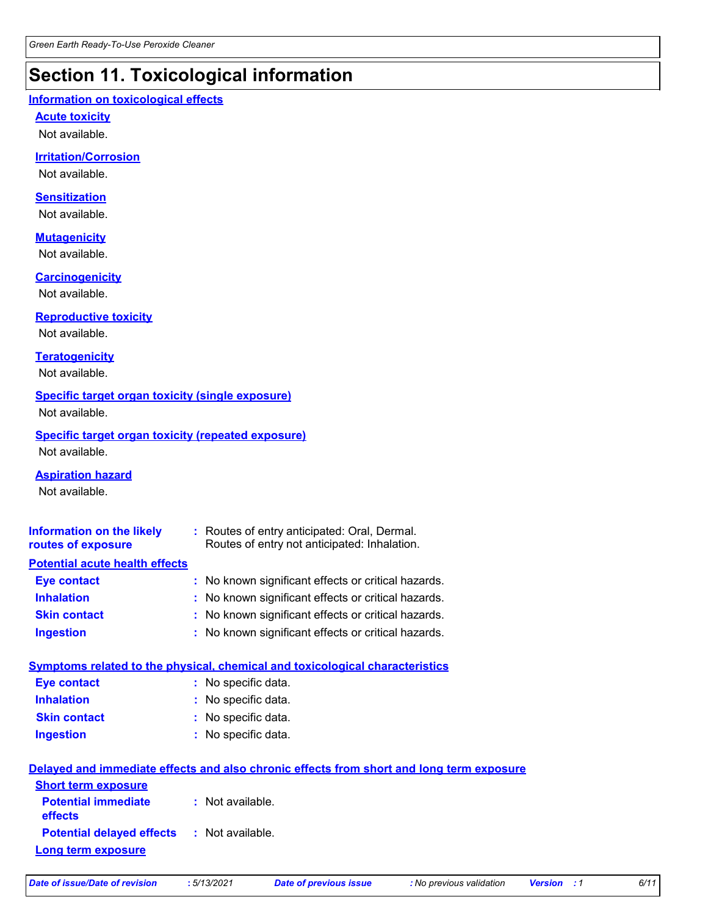## Section 11. Toxicological information

### Information on toxicological effects

#### Acute toxicity

Not available.

#### Irritation/Corrosion

Not available.

#### Sensitization

Not available.

#### Mutagenicity

Not available.

#### Carcinogenicity

Not available.

#### Reproductive toxicity

Not available.

#### Teratogenicity

Not available.

#### Specific target organ toxicity (single exposure)

Not available.

#### Specific target organ toxicity (repeated exposure)

Not available.

#### Aspiration hazard

Not available.

**Information on the likely routes of exposure** : Routes of entry anticipated: Oral, Dermal.
Routes of entry not anticipated: Inhalation.

### Potential acute health effects

**Eye contact** : No known significant effects or critical hazards.
**Inhalation** : No known significant effects or critical hazards.
**Skin contact** : No known significant effects or critical hazards.
**Ingestion** : No known significant effects or critical hazards.

### Symptoms related to the physical, chemical and toxicological characteristics

**Eye contact** : No specific data.
**Inhalation** : No specific data.
**Skin contact** : No specific data.
**Ingestion** : No specific data.

### Delayed and immediate effects and also chronic effects from short and long term exposure

#### Short term exposure

**Potential immediate effects** : Not available.
**Potential delayed effects** : Not available.

#### Long term exposure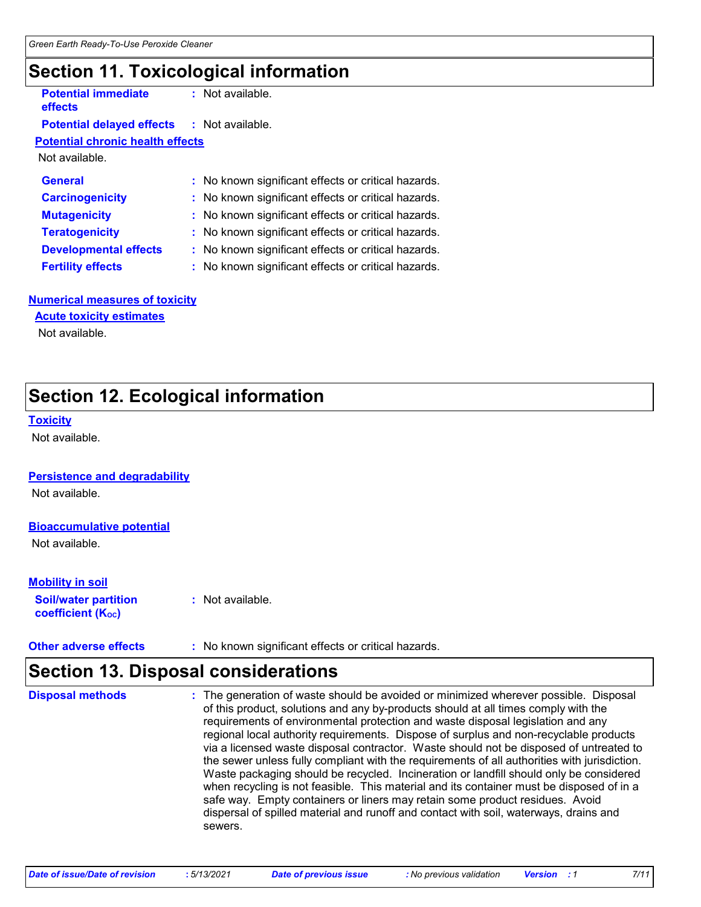## Section 11. Toxicological information

**Potential immediate effects** : Not available.

**Potential delayed effects** : Not available.

**Potential chronic health effects**

Not available.

**General** : No known significant effects or critical hazards.

**Carcinogenicity** : No known significant effects or critical hazards.

**Mutagenicity** : No known significant effects or critical hazards.

**Teratogenicity** : No known significant effects or critical hazards.

**Developmental effects** : No known significant effects or critical hazards.

**Fertility effects** : No known significant effects or critical hazards.

**Numerical measures of toxicity**

**Acute toxicity estimates**

Not available.

## Section 12. Ecological information

**Toxicity**

Not available.

**Persistence and degradability**

Not available.

**Bioaccumulative potential**

Not available.

**Mobility in soil**

**Soil/water partition coefficient ($K_{OC}$)** : Not available.

**Other adverse effects** : No known significant effects or critical hazards.

## Section 13. Disposal considerations

**Disposal methods** : The generation of waste should be avoided or minimized wherever possible. Disposal of this product, solutions and any by-products should at all times comply with the requirements of environmental protection and waste disposal legislation and any regional local authority requirements. Dispose of surplus and non-recyclable products via a licensed waste disposal contractor. Waste should not be disposed of untreated to the sewer unless fully compliant with the requirements of all authorities with jurisdiction. Waste packaging should be recycled. Incineration or landfill should only be considered when recycling is not feasible. This material and its container must be disposed of in a safe way. Empty containers or liners may retain some product residues. Avoid dispersal of spilled material and runoff and contact with soil, waterways, drains and sewers.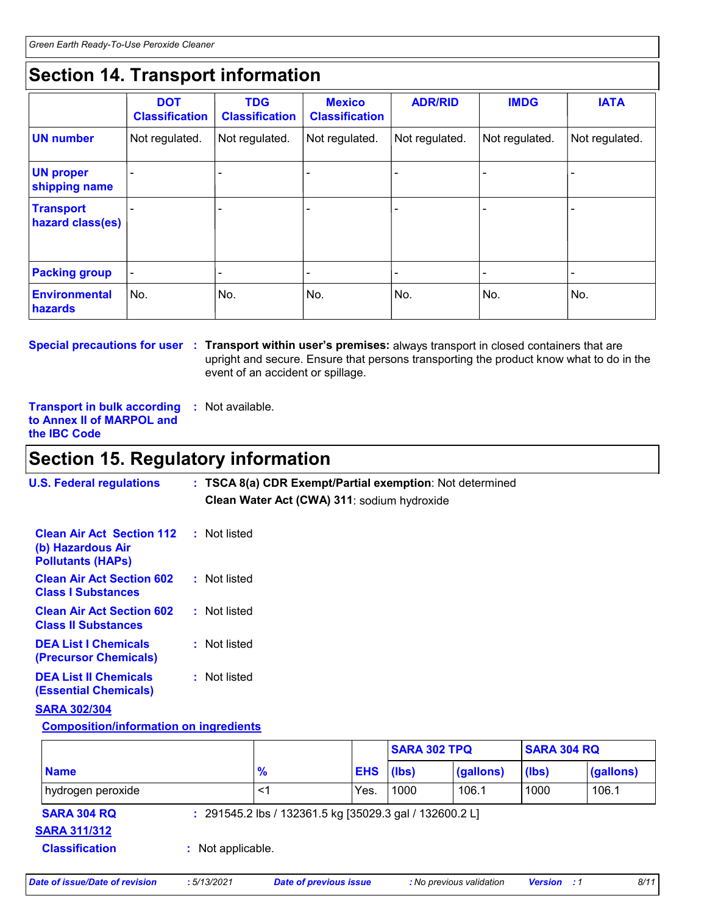## Section 14. Transport information

| | DOT Classification | TDG Classification | Mexico Classification | ADR/RID | IMDG | IATA |
|---|---|---|---|---|---|---|
| **UN number** | Not regulated. | Not regulated. | Not regulated. | Not regulated. | Not regulated. | Not regulated. |
| **UN proper shipping name** | - | - | - | - | - | - |
| **Transport hazard class(es)** | - | - | - | - | - | - |
| **Packing group** | - | - | - | - | - | - |
| **Environmental hazards** | No. | No. | No. | No. | No. | No. |

**Special precautions for user** : **Transport within user's premises:** always transport in closed containers that are upright and secure. Ensure that persons transporting the product know what to do in the event of an accident or spillage.

**Transport in bulk according to Annex II of MARPOL and the IBC Code** : Not available.

## Section 15. Regulatory information

**U.S. Federal regulations** : **TSCA 8(a) CDR Exempt/Partial exemption**: Not determined

**Clean Water Act (CWA) 311**: sodium hydroxide

**Clean Air Act Section 112 (b) Hazardous Air Pollutants (HAPs)** : Not listed

**Clean Air Act Section 602 Class I Substances** : Not listed

**Clean Air Act Section 602 Class II Substances** : Not listed

**DEA List I Chemicals (Precursor Chemicals)** : Not listed

**DEA List II Chemicals (Essential Chemicals)** : Not listed

**SARA 302/304**

**Composition/information on ingredients**

| | | | SARA 302 TPQ | | SARA 304 RQ | |
|---|---|---|---|---|---|---|
| **Name** | **%** | **EHS** | **(lbs)** | **(gallons)** | **(lbs)** | **(gallons)** |
| hydrogen peroxide | <1 | Yes. | 1000 | 106.1 | 1000 | 106.1 |

**SARA 304 RQ** : 291545.2 lbs / 132361.5 kg [35029.3 gal / 132600.2 L]

**SARA 311/312**

**Classification** : Not applicable.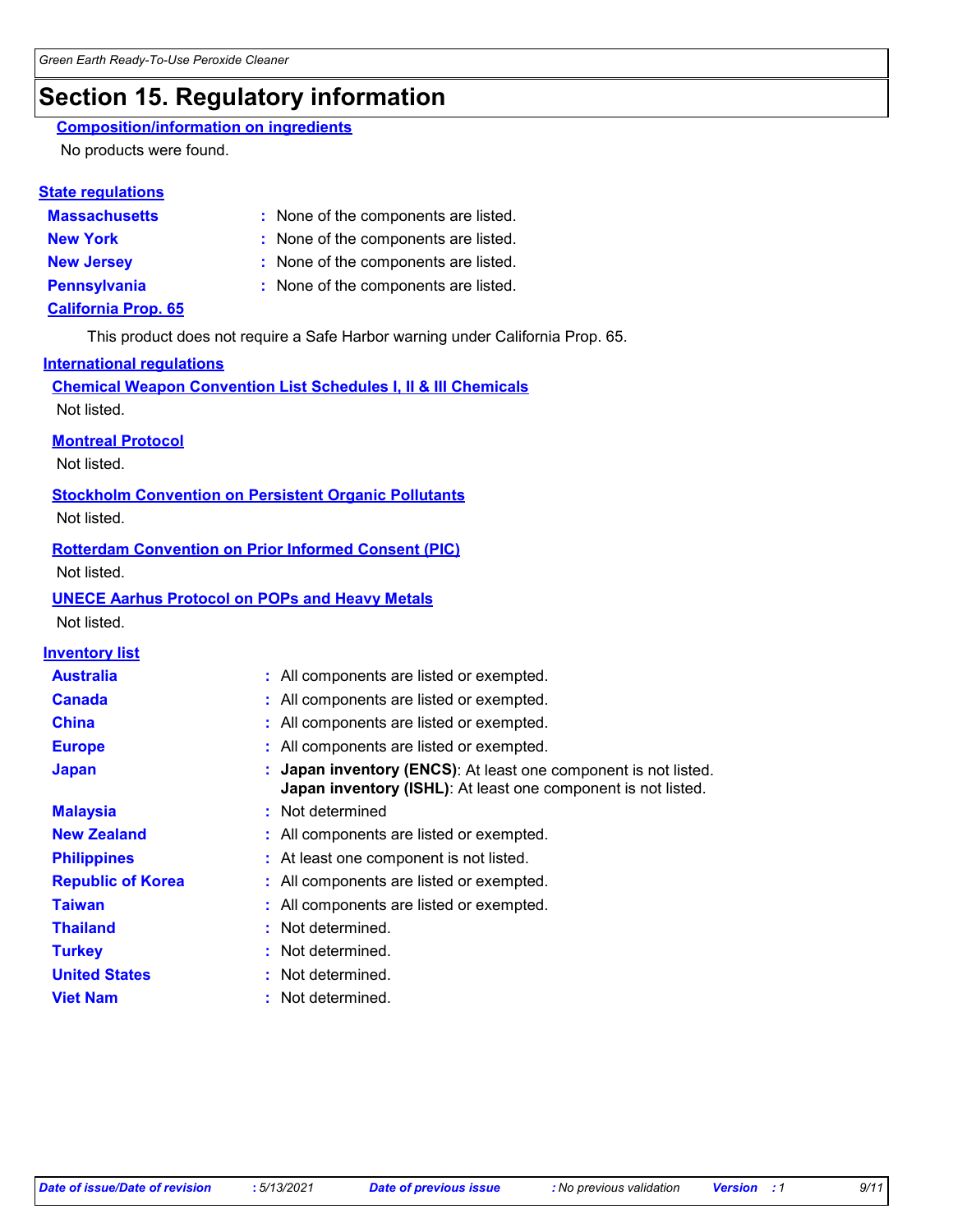# Section 15. Regulatory information

### Composition/information on ingredients

No products were found.

### State regulations

| | |
|---|---|
| **Massachusetts** | : None of the components are listed. |
| **New York** | : None of the components are listed. |
| **New Jersey** | : None of the components are listed. |
| **Pennsylvania** | : None of the components are listed. |

**California Prop. 65**

This product does not require a Safe Harbor warning under California Prop. 65.

### International regulations

**Chemical Weapon Convention List Schedules I, II & III Chemicals**

Not listed.

**Montreal Protocol**

Not listed.

**Stockholm Convention on Persistent Organic Pollutants**

Not listed.

**Rotterdam Convention on Prior Informed Consent (PIC)**

Not listed.

**UNECE Aarhus Protocol on POPs and Heavy Metals**

Not listed.

### Inventory list

| | |
|---|---|
| **Australia** | : All components are listed or exempted. |
| **Canada** | : All components are listed or exempted. |
| **China** | : All components are listed or exempted. |
| **Europe** | : All components are listed or exempted. |
| **Japan** | : **Japan inventory (ENCS)**: At least one component is not listed.<br>**Japan inventory (ISHL)**: At least one component is not listed. |
| **Malaysia** | : Not determined |
| **New Zealand** | : All components are listed or exempted. |
| **Philippines** | : At least one component is not listed. |
| **Republic of Korea** | : All components are listed or exempted. |
| **Taiwan** | : All components are listed or exempted. |
| **Thailand** | : Not determined. |
| **Turkey** | : Not determined. |
| **United States** | : Not determined. |
| **Viet Nam** | : Not determined. |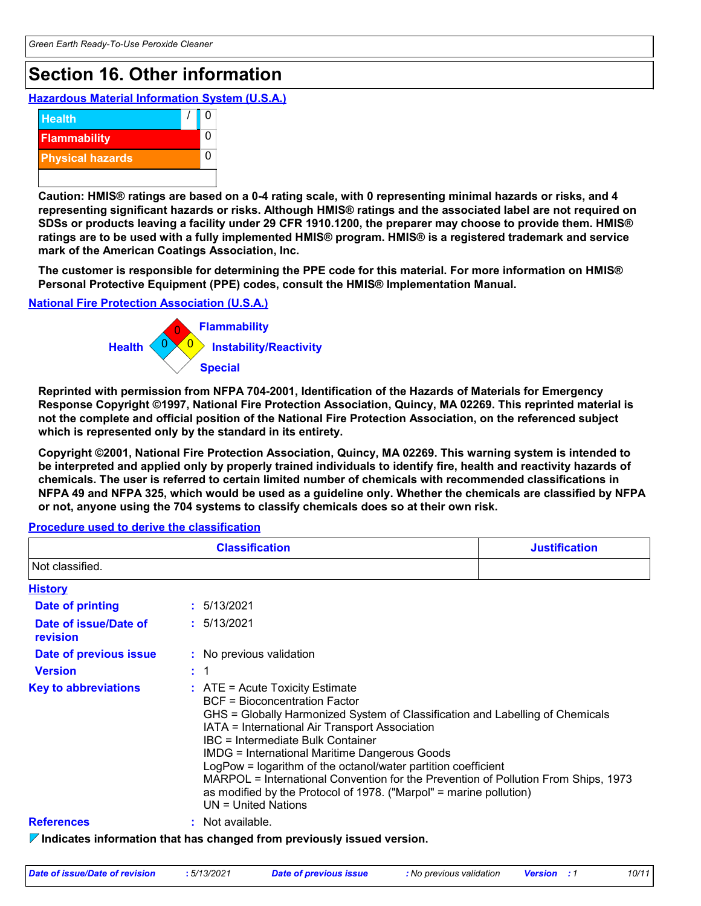# Section 16. Other information

## Hazardous Material Information System (U.S.A.)

| | |
|---|---|
| Health | / 0 |
| Flammability | 0 |
| Physical hazards | 0 |

**Caution: HMIS® ratings are based on a 0-4 rating scale, with 0 representing minimal hazards or risks, and 4 representing significant hazards or risks. Although HMIS® ratings and the associated label are not required on SDSs or products leaving a facility under 29 CFR 1910.1200, the preparer may choose to provide them. HMIS® ratings are to be used with a fully implemented HMIS® program. HMIS® is a registered trademark and service mark of the American Coatings Association, Inc.**

**The customer is responsible for determining the PPE code for this material. For more information on HMIS® Personal Protective Equipment (PPE) codes, consult the HMIS® Implementation Manual.**

## National Fire Protection Association (U.S.A.)

Health: 0
Flammability: 0
Instability/Reactivity: 0
Special:

**Reprinted with permission from NFPA 704-2001, Identification of the Hazards of Materials for Emergency Response Copyright ©1997, National Fire Protection Association, Quincy, MA 02269. This reprinted material is not the complete and official position of the National Fire Protection Association, on the referenced subject which is represented only by the standard in its entirety.**

**Copyright ©2001, National Fire Protection Association, Quincy, MA 02269. This warning system is intended to be interpreted and applied only by properly trained individuals to identify fire, health and reactivity hazards of chemicals. The user is referred to certain limited number of chemicals with recommended classifications in NFPA 49 and NFPA 325, which would be used as a guideline only. Whether the chemicals are classified by NFPA or not, anyone using the 704 systems to classify chemicals does so at their own risk.**

## Procedure used to derive the classification

| Classification | Justification |
|---|---|
| Not classified. | |

## History

**Date of printing** : 5/13/2021

**Date of issue/Date of revision** : 5/13/2021

**Date of previous issue** : No previous validation

**Version** : 1

**Key to abbreviations** :
ATE = Acute Toxicity Estimate
BCF = Bioconcentration Factor
GHS = Globally Harmonized System of Classification and Labelling of Chemicals
IATA = International Air Transport Association
IBC = Intermediate Bulk Container
IMDG = International Maritime Dangerous Goods
LogPow = logarithm of the octanol/water partition coefficient
MARPOL = International Convention for the Prevention of Pollution From Ships, 1973 as modified by the Protocol of 1978. ("Marpol" = marine pollution)
UN = United Nations

**References** : Not available.

**Indicates information that has changed from previously issued version.**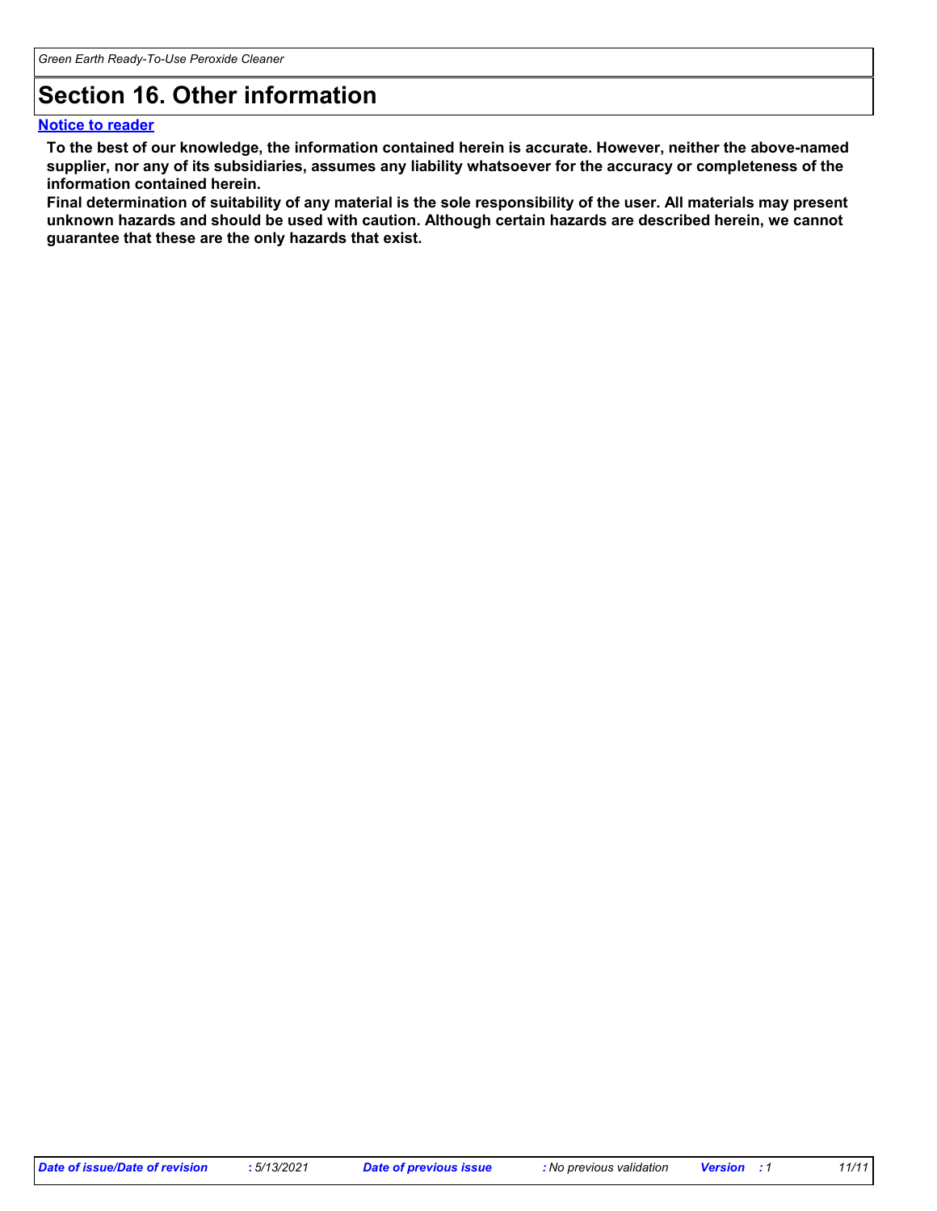# Section 16. Other information

**Notice to reader**

**To the best of our knowledge, the information contained herein is accurate. However, neither the above-named supplier, nor any of its subsidiaries, assumes any liability whatsoever for the accuracy or completeness of the information contained herein.**

**Final determination of suitability of any material is the sole responsibility of the user. All materials may present unknown hazards and should be used with caution. Although certain hazards are described herein, we cannot guarantee that these are the only hazards that exist.**